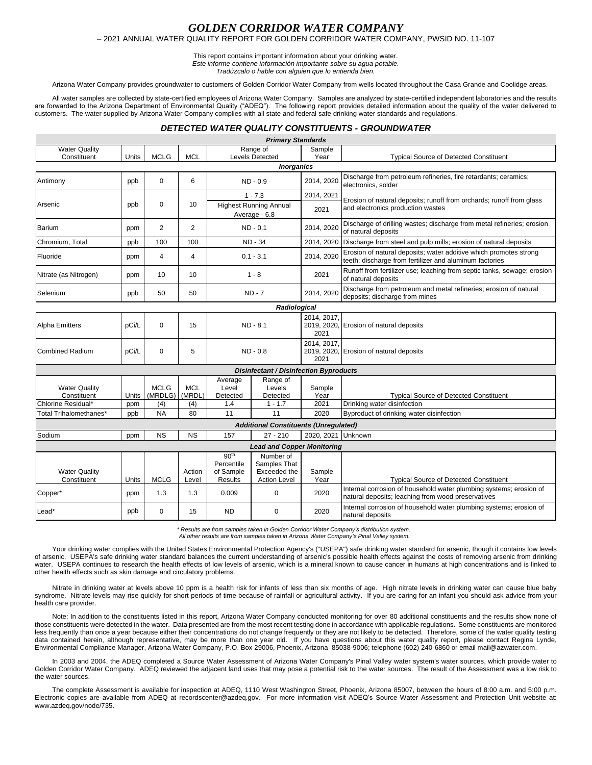# *GOLDEN CORRIDOR WATER COMPANY*

– 2021 ANNUAL WATER QUALITY REPORT FOR GOLDEN CORRIDOR WATER COMPANY, PWSID NO. 11-107

This report contains important information about your drinking water.
*Este informe contiene información importante sobre su agua potable.*
*Tradúzcalo o hable con alguien que lo entienda bien.*

Arizona Water Company provides groundwater to customers of Golden Corridor Water Company from wells located throughout the Casa Grande and Coolidge areas.

All water samples are collected by state-certified employees of Arizona Water Company. Samples are analyzed by state-certified independent laboratories and the results are forwarded to the Arizona Department of Environmental Quality ("ADEQ"). The following report provides detailed information about the quality of the water delivered to customers. The water supplied by Arizona Water Company complies with all state and federal safe drinking water standards and regulations.

## *DETECTED WATER QUALITY CONSTITUENTS - GROUNDWATER*

| ***Primary Standards*** | | | | | | |
|---|---|---|---|---|---|---|
| Water Quality Constituent | Units | MCLG | MCL | Range of Levels Detected | Sample Year | Typical Source of Detected Constituent |
| ***Inorganics*** | | | | | | |
| Antimony | ppb | 0 | 6 | ND - 0.9 | 2014, 2020 | Discharge from petroleum refineries, fire retardants; ceramics; electronics, solder |
| Arsenic | ppb | 0 | 10 | 1 - 7.3 | 2014, 2021 | Erosion of natural deposits; runoff from orchards; runoff from glass and electronics production wastes |
| | | | | Highest Running Annual Average - 6.8 | 2021 | |
| Barium | ppm | 2 | 2 | ND - 0.1 | 2014, 2020 | Discharge of drilling wastes; discharge from metal refineries; erosion of natural deposits |
| Chromium, Total | ppb | 100 | 100 | ND - 34 | 2014, 2020 | Discharge from steel and pulp mills; erosion of natural deposits |
| Fluoride | ppm | 4 | 4 | 0.1 - 3.1 | 2014, 2020 | Erosion of natural deposits; water additive which promotes strong teeth; discharge from fertilizer and aluminum factories |
| Nitrate (as Nitrogen) | ppm | 10 | 10 | 1 - 8 | 2021 | Runoff from fertilizer use; leaching from septic tanks, sewage; erosion of natural deposits |
| Selenium | ppb | 50 | 50 | ND - 7 | 2014, 2020 | Discharge from petroleum and metal refineries; erosion of natural deposits; discharge from mines |
| ***Radiological*** | | | | | | |
| Alpha Emitters | pCi/L | 0 | 15 | ND - 8.1 | 2014, 2017, 2019, 2020, 2021 | Erosion of natural deposits |
| Combined Radium | pCi/L | 0 | 5 | ND - 0.8 | 2014, 2017, 2019, 2020, 2021 | Erosion of natural deposits |

| ***Disinfectant / Disinfection Byproducts*** | | | | | | | |
|---|---|---|---|---|---|---|---|
| Water Quality Constituent | Units | MCLG (MRDLG) | MCL (MRDL) | Average Level Detected | Range of Levels Detected | Sample Year | Typical Source of Detected Constituent |
| Chlorine Residual* | ppm | (4) | (4) | 1.4 | 1 - 1.7 | 2021 | Drinking water disinfection |
| Total Trihalomethanes* | ppb | NA | 80 | 11 | 11 | 2020 | Byproduct of drinking water disinfection |
| ***Additional Constituents (Unregulated)*** | | | | | | | |
| Sodium | ppm | NS | NS | 157 | 27 - 210 | 2020, 2021 | Unknown |

| ***Lead and Copper Monitoring*** | | | | | | | |
|---|---|---|---|---|---|---|---|
| Water Quality Constituent | Units | MCLG | Action Level | 90th Percentile of Sample Results | Number of Samples That Exceeded the Action Level | Sample Year | Typical Source of Detected Constituent |
| Copper* | ppm | 1.3 | 1.3 | 0.009 | 0 | 2020 | Internal corrosion of household water plumbing systems; erosion of natural deposits; leaching from wood preservatives |
| Lead* | ppb | 0 | 15 | ND | 0 | 2020 | Internal corrosion of household water plumbing systems; erosion of natural deposits |

*\* Results are from samples taken in Golden Corridor Water Company's distribution system.*
*All other results are from samples taken in Arizona Water Company's Pinal Valley system.*

Your drinking water complies with the United States Environmental Protection Agency's ("USEPA") safe drinking water standard for arsenic, though it contains low levels of arsenic. USEPA's safe drinking water standard balances the current understanding of arsenic's possible health effects against the costs of removing arsenic from drinking water. USEPA continues to research the health effects of low levels of arsenic, which is a mineral known to cause cancer in humans at high concentrations and is linked to other health effects such as skin damage and circulatory problems.

Nitrate in drinking water at levels above 10 ppm is a health risk for infants of less than six months of age. High nitrate levels in drinking water can cause blue baby syndrome. Nitrate levels may rise quickly for short periods of time because of rainfall or agricultural activity. If you are caring for an infant you should ask advice from your health care provider.

Note: In addition to the constituents listed in this report, Arizona Water Company conducted monitoring for over 80 additional constituents and the results show none of those constituents were detected in the water. Data presented are from the most recent testing done in accordance with applicable regulations. Some constituents are monitored less frequently than once a year because either their concentrations do not change frequently or they are not likely to be detected. Therefore, some of the water quality testing data contained herein, although representative, may be more than one year old. If you have questions about this water quality report, please contact Regina Lynde, Environmental Compliance Manager, Arizona Water Company, P.O. Box 29006, Phoenix, Arizona 85038-9006; telephone (602) 240-6860 or email mail@azwater.com.

In 2003 and 2004, the ADEQ completed a Source Water Assessment of Arizona Water Company's Pinal Valley water system's water sources, which provide water to Golden Corridor Water Company. ADEQ reviewed the adjacent land uses that may pose a potential risk to the water sources. The result of the Assessment was a low risk to the water sources.

The complete Assessment is available for inspection at ADEQ, 1110 West Washington Street, Phoenix, Arizona 85007, between the hours of 8:00 a.m. and 5:00 p.m. Electronic copies are available from ADEQ at recordscenter@azdeq.gov. For more information visit ADEQ's Source Water Assessment and Protection Unit website at: www.azdeq.gov/node/735.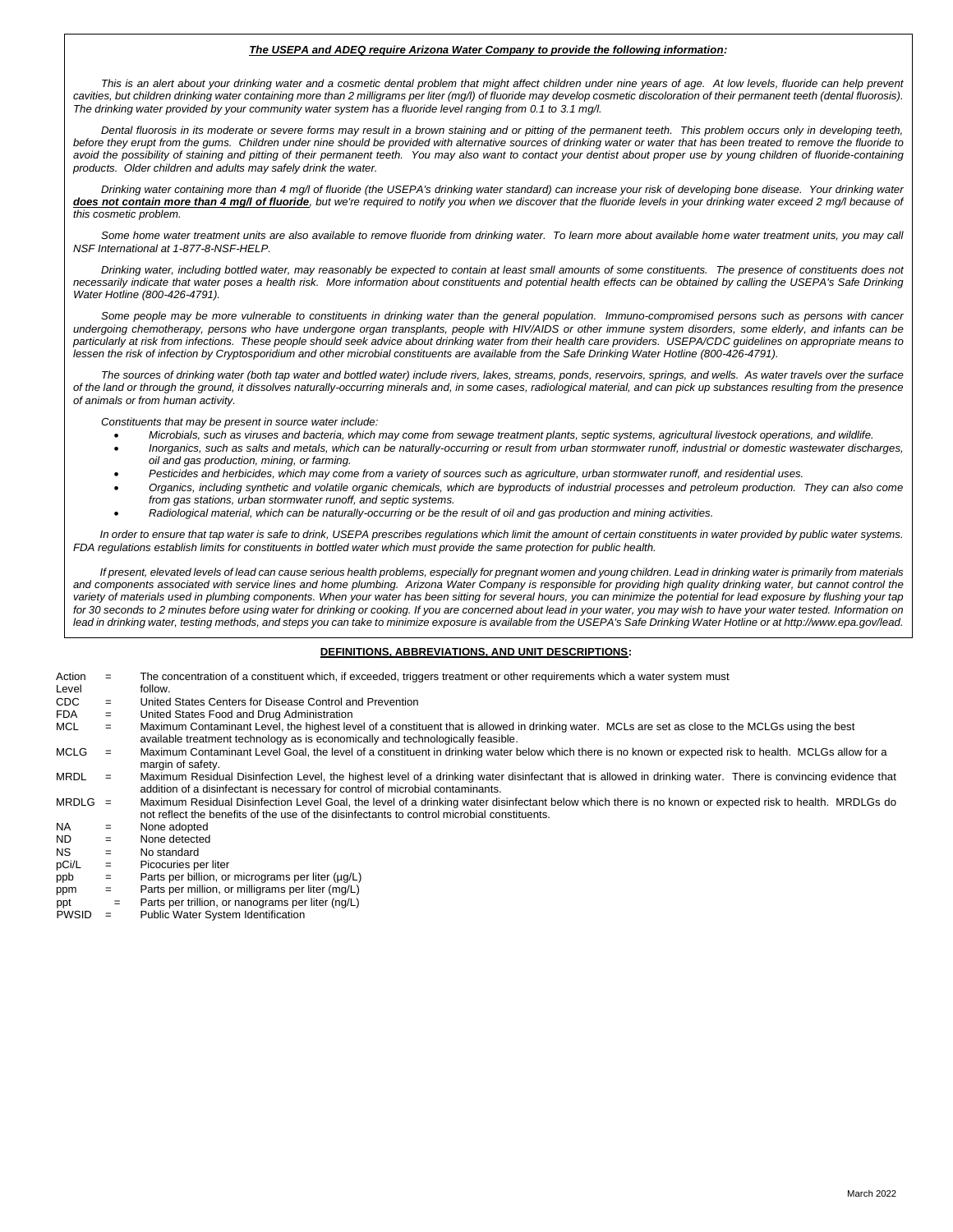***The USEPA and ADEQ require Arizona Water Company to provide the following information:***

*This is an alert about your drinking water and a cosmetic dental problem that might affect children under nine years of age. At low levels, fluoride can help prevent cavities, but children drinking water containing more than 2 milligrams per liter (mg/l) of fluoride may develop cosmetic discoloration of their permanent teeth (dental fluorosis). The drinking water provided by your community water system has a fluoride level ranging from 0.1 to 3.1 mg/l.*

*Dental fluorosis in its moderate or severe forms may result in a brown staining and or pitting of the permanent teeth. This problem occurs only in developing teeth, before they erupt from the gums. Children under nine should be provided with alternative sources of drinking water or water that has been treated to remove the fluoride to avoid the possibility of staining and pitting of their permanent teeth. You may also want to contact your dentist about proper use by young children of fluoride-containing products. Older children and adults may safely drink the water.*

*Drinking water containing more than 4 mg/l of fluoride (the USEPA's drinking water standard) can increase your risk of developing bone disease. Your drinking water* ***does not contain more than 4 mg/l of fluoride****, but we're required to notify you when we discover that the fluoride levels in your drinking water exceed 2 mg/l because of this cosmetic problem.*

*Some home water treatment units are also available to remove fluoride from drinking water. To learn more about available home water treatment units, you may call NSF International at 1-877-8-NSF-HELP.*

*Drinking water, including bottled water, may reasonably be expected to contain at least small amounts of some constituents. The presence of constituents does not necessarily indicate that water poses a health risk. More information about constituents and potential health effects can be obtained by calling the USEPA's Safe Drinking Water Hotline (800-426-4791).*

*Some people may be more vulnerable to constituents in drinking water than the general population. Immuno-compromised persons such as persons with cancer undergoing chemotherapy, persons who have undergone organ transplants, people with HIV/AIDS or other immune system disorders, some elderly, and infants can be particularly at risk from infections. These people should seek advice about drinking water from their health care providers. USEPA/CDC guidelines on appropriate means to lessen the risk of infection by Cryptosporidium and other microbial constituents are available from the Safe Drinking Water Hotline (800-426-4791).*

*The sources of drinking water (both tap water and bottled water) include rivers, lakes, streams, ponds, reservoirs, springs, and wells. As water travels over the surface of the land or through the ground, it dissolves naturally-occurring minerals and, in some cases, radiological material, and can pick up substances resulting from the presence of animals or from human activity.*

*Constituents that may be present in source water include:*

- *Microbials, such as viruses and bacteria, which may come from sewage treatment plants, septic systems, agricultural livestock operations, and wildlife.*
- *Inorganics, such as salts and metals, which can be naturally-occurring or result from urban stormwater runoff, industrial or domestic wastewater discharges, oil and gas production, mining, or farming.*
- *Pesticides and herbicides, which may come from a variety of sources such as agriculture, urban stormwater runoff, and residential uses.*
- *Organics, including synthetic and volatile organic chemicals, which are byproducts of industrial processes and petroleum production. They can also come from gas stations, urban stormwater runoff, and septic systems.*
- *Radiological material, which can be naturally-occurring or be the result of oil and gas production and mining activities.*

*In order to ensure that tap water is safe to drink, USEPA prescribes regulations which limit the amount of certain constituents in water provided by public water systems. FDA regulations establish limits for constituents in bottled water which must provide the same protection for public health.*

*If present, elevated levels of lead can cause serious health problems, especially for pregnant women and young children. Lead in drinking water is primarily from materials and components associated with service lines and home plumbing. Arizona Water Company is responsible for providing high quality drinking water, but cannot control the variety of materials used in plumbing components. When your water has been sitting for several hours, you can minimize the potential for lead exposure by flushing your tap for 30 seconds to 2 minutes before using water for drinking or cooking. If you are concerned about lead in your water, you may wish to have your water tested. Information on lead in drinking water, testing methods, and steps you can take to minimize exposure is available from the USEPA's Safe Drinking Water Hotline or at http://www.epa.gov/lead.*

**DEFINITIONS, ABBREVIATIONS, AND UNIT DESCRIPTIONS:**

| | | |
|---|---|---|
| Action Level | = | The concentration of a constituent which, if exceeded, triggers treatment or other requirements which a water system must follow. |
| CDC | = | United States Centers for Disease Control and Prevention |
| FDA | = | United States Food and Drug Administration |
| MCL | = | Maximum Contaminant Level, the highest level of a constituent that is allowed in drinking water. MCLs are set as close to the MCLGs using the best available treatment technology as is economically and technologically feasible. |
| MCLG | = | Maximum Contaminant Level Goal, the level of a constituent in drinking water below which there is no known or expected risk to health. MCLGs allow for a margin of safety. |
| MRDL | = | Maximum Residual Disinfection Level, the highest level of a drinking water disinfectant that is allowed in drinking water. There is convincing evidence that addition of a disinfectant is necessary for control of microbial contaminants. |
| MRDLG | = | Maximum Residual Disinfection Level Goal, the level of a drinking water disinfectant below which there is no known or expected risk to health. MRDLGs do not reflect the benefits of the use of the disinfectants to control microbial constituents. |
| NA | = | None adopted |
| ND | = | None detected |
| NS | = | No standard |
| pCi/L | = | Picocuries per liter |
| ppb | = | Parts per billion, or micrograms per liter (µg/L) |
| ppm | = | Parts per million, or milligrams per liter (mg/L) |
| ppt | = | Parts per trillion, or nanograms per liter (ng/L) |
| PWSID | = | Public Water System Identification |

March 2022